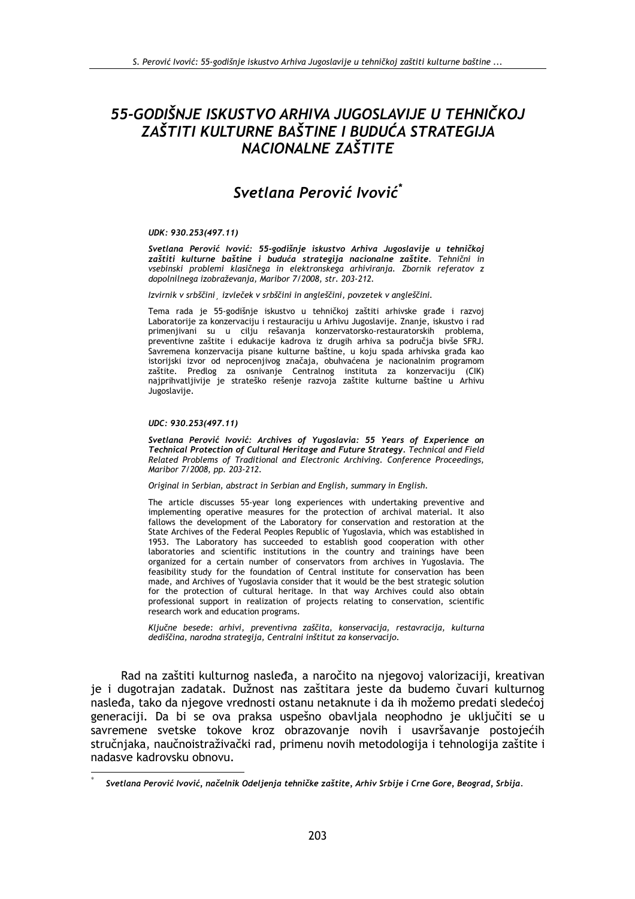# 55-GODIŠNJE ISKUSTVO ARHIVA JUGOSLAVIJE U TEHNIČKOJ ZAŠTITI KULTURNE BAŠTINE I BUDUĆA STRATEGIJA NACIONALNE ZAŠTITE

## Svetlana Perović Ivović*

*UDK: 930.253(497.11)*

***Svetlana Perović Ivović: 55-godišnje iskustvo Arhiva Jugoslavije u tehničkoj zaštiti kulturne baštine i buduća strategija nacionalne zaštite**. Tehnični in vsebinski problemi klasičnega in elektronskega arhiviranja. Zbornik referatov z dopolnilnega izobraževanja, Maribor 7/2008, str. 203-212.*

*Izvirnik v srbščini¸ izvleček v srbščini in angleščini, povzetek v angleščini.*

Tema rada je 55-godišnje iskustvo u tehničkoj zaštiti arhivske građe i razvoj Laboratorije za konzervaciju i restauraciju u Arhivu Jugoslavije. Znanje, iskustvo i rad primenjivani su u cilju rešavanja konzervatorsko-restauratorskih problema, preventivne zaštite i edukacije kadrova iz drugih arhiva sa područja bivše SFRJ. Savremena konzervacija pisane kulturne baštine, u koju spada arhivska građa kao istorijski izvor od neprocenjivog značaja, obuhvaćena je nacionalnim programom zaštite. Predlog za osnivanje Centralnog instituta za konzervaciju (CIK) najprihvatljivije je strateško rešenje razvoja zaštite kulturne baštine u Arhivu Jugoslavije.

*UDC: 930.253(497.11)*

***Svetlana Perović Ivović: Archives of Yugoslavia: 55 Years of Experience on Technical Protection of Cultural Heritage and Future Strategy**. Technical and Field Related Problems of Traditional and Electronic Archiving. Conference Proceedings, Maribor 7/2008, pp. 203-212.*

*Original in Serbian, abstract in Serbian and English, summary in English.*

The article discusses 55-year long experiences with undertaking preventive and implementing operative measures for the protection of archival material. It also fallows the development of the Laboratory for conservation and restoration at the State Archives of the Federal Peoples Republic of Yugoslavia, which was established in 1953. The Laboratory has succeeded to establish good cooperation with other laboratories and scientific institutions in the country and trainings have been organized for a certain number of conservators from archives in Yugoslavia. The feasibility study for the foundation of Central institute for conservation has been made, and Archives of Yugoslavia consider that it would be the best strategic solution for the protection of cultural heritage. In that way Archives could also obtain professional support in realization of projects relating to conservation, scientific research work and education programs.

*Ključne besede: arhivi, preventivna zaščita, konservacija, restavracija, kulturna dediščina, narodna strategija, Centralni inštitut za konservacijo.*

Rad na zaštiti kulturnog nasleđa, a naročito na njegovoj valorizaciji, kreativan je i dugotrajan zadatak. Dužnost nas zaštitara jeste da budemo čuvari kulturnog nasleđa, tako da njegove vrednosti ostanu netaknute i da ih možemo predati sledećoj generaciji. Da bi se ova praksa uspešno obavljala neophodno je uključiti se u savremene svetske tokove kroz obrazovanje novih i usavršavanje postojećih stručnjaka, naučnoistraživački rad, primenu novih metodologija i tehnologija zaštite i nadasve kadrovsku obnovu.

---

\* ***Svetlana Perović Ivović, načelnik Odeljenja tehničke zaštite, Arhiv Srbije i Crne Gore, Beograd, Srbija.***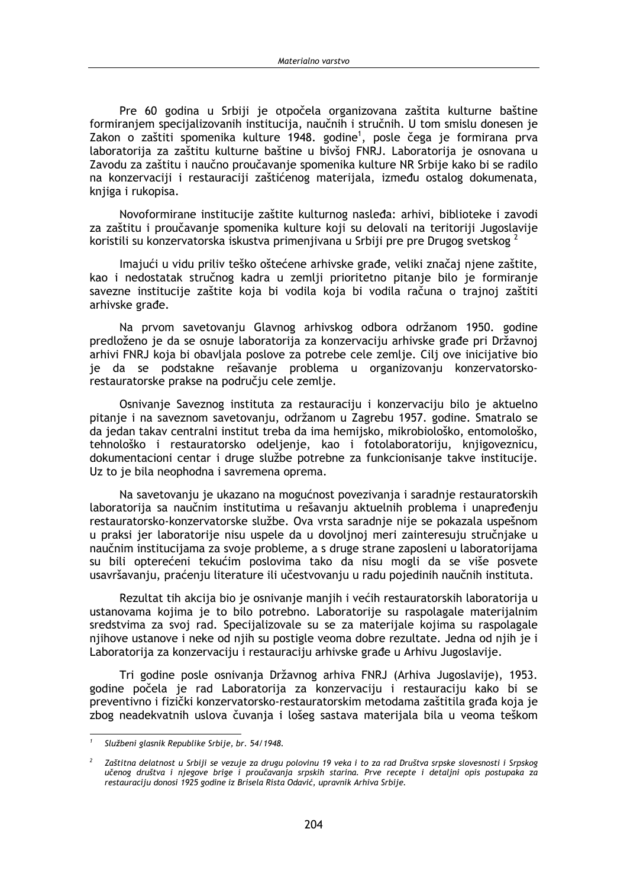Pre 60 godina u Srbiji je otpočela organizovana zaštita kulturne baštine formiranjem specijalizovanih institucija, naučnih i stručnih. U tom smislu donesen je Zakon o zaštiti spomenika kulture 1948. godine[1], posle čega je formirana prva laboratorija za zaštitu kulturne baštine u bivšoj FNRJ. Laboratorija je osnovana u Zavodu za zaštitu i naučno proučavanje spomenika kulture NR Srbije kako bi se radilo na konzervaciji i restauraciji zaštićenog materijala, između ostalog dokumenata, knjiga i rukopisa.

Novoformirane institucije zaštite kulturnog nasleđa: arhivi, biblioteke i zavodi za zaštitu i proučavanje spomenika kulture koji su delovali na teritoriji Jugoslavije koristili su konzervatorska iskustva primenjivana u Srbiji pre pre Drugog svetskog [2]

Imajući u vidu priliv teško oštećene arhivske građe, veliki značaj njene zaštite, kao i nedostatak stručnog kadra u zemlji prioritetno pitanje bilo je formiranje savezne institucije zaštite koja bi vodila koja bi vodila računa o trajnoj zaštiti arhivske građe.

Na prvom savetovanju Glavnog arhivskog odbora održanom 1950. godine predloženo je da se osnuje laboratorija za konzervaciju arhivske građe pri Državnoj arhivi FNRJ koja bi obavljala poslove za potrebe cele zemlje. Cilj ove inicijative bio je da se podstakne rešavanje problema u organizovanju konzervatorsko-restauratorske prakse na području cele zemlje.

Osnivanje Saveznog instituta za restauraciju i konzervaciju bilo je aktuelno pitanje i na saveznom savetovanju, održanom u Zagrebu 1957. godine. Smatralo se da jedan takav centralni institut treba da ima hemijsko, mikrobiološko, entomološko, tehnološko i restauratorsko odeljenje, kao i fotolaboratoriju, knjigoveznicu, dokumentacioni centar i druge službe potrebne za funkcionisanje takve institucije. Uz to je bila neophodna i savremena oprema.

Na savetovanju je ukazano na mogućnost povezivanja i saradnje restauratorskih laboratorija sa naučnim institutima u rešavanju aktuelnih problema i unapređenju restauratorsko-konzervatorske službe. Ova vrsta saradnje nije se pokazala uspešnom u praksi jer laboratorije nisu uspele da u dovoljnoj meri zainteresuju stručnjake u naučnim institucijama za svoje probleme, a s druge strane zaposleni u laboratorijama su bili opterećeni tekućim poslovima tako da nisu mogli da se više posvete usavršavanju, praćenju literature ili učestvovanju u radu pojedinih naučnih instituta.

Rezultat tih akcija bio je osnivanje manjih i većih restauratorskih laboratorija u ustanovama kojima je to bilo potrebno. Laboratorije su raspolagale materijalnim sredstvima za svoj rad. Specijalizovale su se za materijale kojima su raspolagale njihove ustanove i neke od njih su postigle veoma dobre rezultate. Jedna od njih je i Laboratorija za konzervaciju i restauraciju arhivske građe u Arhivu Jugoslavije.

Tri godine posle osnivanja Državnog arhiva FNRJ (Arhiva Jugoslavije), 1953. godine počela je rad Laboratorija za konzervaciju i restauraciju kako bi se preventivno i fizički konzervatorsko-restauratorskim metodama zaštitila građa koja je zbog neadekvatnih uslova čuvanja i lošeg sastava materijala bila u veoma teškom

---

[1] *Službeni glasnik Republike Srbije, br. 54/1948.*

[2] *Zaštitna delatnost u Srbiji se vezuje za drugu polovinu 19 veka i to za rad Društva srpske slovesnosti i Srpskog učenog društva i njegove brige i proučavanja srpskih starina. Prve recepte i detaljni opis postupaka za restauraciju donosi 1925 godine iz Brisela Rista Odavić, upravnik Arhiva Srbije.*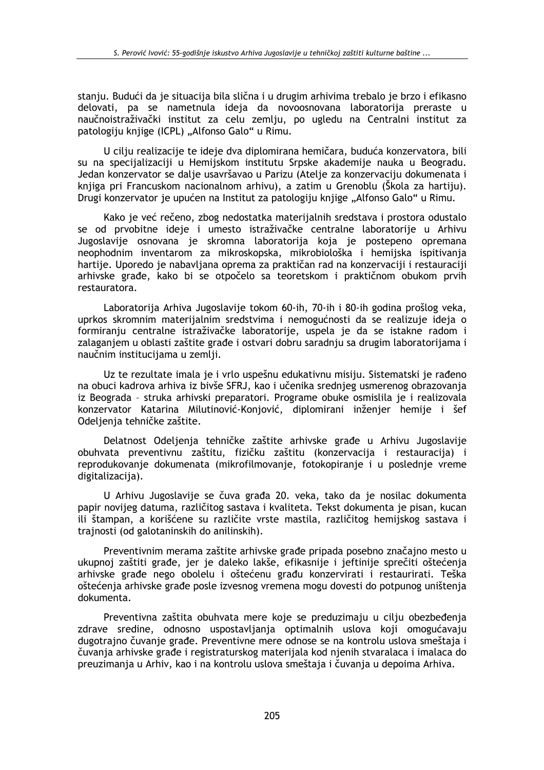stanju. Budući da je situacija bila slična i u drugim arhivima trebalo je brzo i efikasno delovati, pa se nametnula ideja da novoosnovana laboratorija preraste u naučnoistraživački institut za celu zemlju, po ugledu na Centralni institut za patologiju knjige (ICPL) „Alfonso Galo“ u Rimu.

U cilju realizacije te ideje dva diplomirana hemičara, buduća konzervatora, bili su na specijalizaciji u Hemijskom institutu Srpske akademije nauka u Beogradu. Jedan konzervator se dalje usavršavao u Parizu (Atelje za konzervaciju dokumenata i knjiga pri Francuskom nacionalnom arhivu), a zatim u Grenoblu (Škola za hartiju). Drugi konzervator je upućen na Institut za patologiju knjige „Alfonso Galo“ u Rimu.

Kako je već rečeno, zbog nedostatka materijalnih sredstava i prostora odustalo se od prvobitne ideje i umesto istraživačke centralne laboratorije u Arhivu Jugoslavije osnovana je skromna laboratorija koja je postepeno opremana neophodnim inventarom za mikroskopska, mikrobiološka i hemijska ispitivanja hartije. Uporedo je nabavljana oprema za praktičan rad na konzervaciji i restauraciji arhivske građe, kako bi se otpočelo sa teoretskom i praktičnom obukom prvih restauratora.

Laboratorija Arhiva Jugoslavije tokom 60-ih, 70-ih i 80-ih godina prošlog veka, uprkos skromnim materijalnim sredstvima i nemogućnosti da se realizuje ideja o formiranju centralne istraživačke laboratorije, uspela je da se istakne radom i zalaganjem u oblasti zaštite građe i ostvari dobru saradnju sa drugim laboratorijama i naučnim institucijama u zemlji.

Uz te rezultate imala je i vrlo uspešnu edukativnu misiju. Sistematski je rađeno na obuci kadrova arhiva iz bivše SFRJ, kao i učenika srednjeg usmerenog obrazovanja iz Beograda – struka arhivski preparatori. Programe obuke osmislila je i realizovala konzervator Katarina Milutinović-Konjović, diplomirani inženjer hemije i šef Odeljenja tehničke zaštite.

Delatnost Odeljenja tehničke zaštite arhivske građe u Arhivu Jugoslavije obuhvata preventivnu zaštitu, fizičku zaštitu (konzervacija i restauracija) i reprodukovanje dokumenata (mikrofilmovanje, fotokopiranje i u poslednje vreme digitalizacija).

U Arhivu Jugoslavije se čuva građa 20. veka, tako da je nosilac dokumenta papir novijeg datuma, različitog sastava i kvaliteta. Tekst dokumenta je pisan, kucan ili štampan, a korišćene su različite vrste mastila, različitog hemijskog sastava i trajnosti (od galotaninskih do anilinskih).

Preventivnim merama zaštite arhivske građe pripada posebno značajno mesto u ukupnoj zaštiti građe, jer je daleko lakše, efikasnije i jeftinije sprečiti oštećenja arhivske građe nego obolelu i oštećenu građu konzervirati i restaurirati. Teška oštećenja arhivske građe posle izvesnog vremena mogu dovesti do potpunog uništenja dokumenta.

Preventivna zaštita obuhvata mere koje se preduzimaju u cilju obezbeđenja zdrave sredine, odnosno uspostavljanja optimalnih uslova koji omogućavaju dugotrajno čuvanje građe. Preventivne mere odnose se na kontrolu uslova smeštaja i čuvanja arhivske građe i registraturskog materijala kod njenih stvaralaca i imalaca do preuzimanja u Arhiv, kao i na kontrolu uslova smeštaja i čuvanja u depoima Arhiva.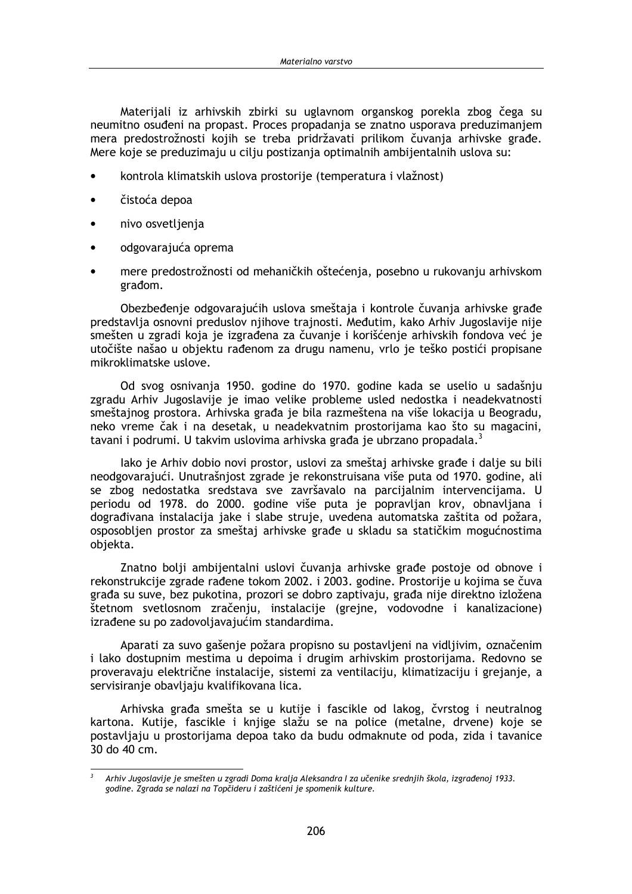Materijali iz arhivskih zbirki su uglavnom organskog porekla zbog čega su neumitno osuđeni na propast. Proces propadanja se znatno usporava preduzimanjem mera predostrožnosti kojih se treba pridržavati prilikom čuvanja arhivske građe. Mere koje se preduzimaju u cilju postizanja optimalnih ambijentalnih uslova su:

- kontrola klimatskih uslova prostorije (temperatura i vlažnost)
- čistoća depoa
- nivo osvetljenja
- odgovarajuća oprema
- mere predostrožnosti od mehaničkih oštećenja, posebno u rukovanju arhivskom građom.

Obezbeđenje odgovarajućih uslova smeštaja i kontrole čuvanja arhivske građe predstavlja osnovni preduslov njihove trajnosti. Međutim, kako Arhiv Jugoslavije nije smešten u zgradi koja je izgrađena za čuvanje i korišćenje arhivskih fondova već je utočište našao u objektu rađenom za drugu namenu, vrlo je teško postići propisane mikroklimatske uslove.

Od svog osnivanja 1950. godine do 1970. godine kada se uselio u sadašnju zgradu Arhiv Jugoslavije je imao velike probleme usled nedostka i neadekvatnosti smeštajnog prostora. Arhivska građa je bila razmeštena na više lokacija u Beogradu, neko vreme čak i na desetak, u neadekvatnim prostorijama kao što su magacini, tavani i podrumi. U takvim uslovima arhivska građa je ubrzano propadala.[3]

Iako je Arhiv dobio novi prostor, uslovi za smeštaj arhivske građe i dalje su bili neodgovarajući. Unutrašnjost zgrade je rekonstruisana više puta od 1970. godine, ali se zbog nedostatka sredstava sve završavalo na parcijalnim intervencijama. U periodu od 1978. do 2000. godine više puta je popravljan krov, obnavljana i dograđivana instalacija jake i slabe struje, uvedena automatska zaštita od požara, osposobljen prostor za smeštaj arhivske građe u skladu sa statičkim mogućnostima objekta.

Znatno bolji ambijentalni uslovi čuvanja arhivske građe postoje od obnove i rekonstrukcije zgrade rađene tokom 2002. i 2003. godine. Prostorije u kojima se čuva građa su suve, bez pukotina, prozori se dobro zaptivaju, građa nije direktno izložena štetnom svetlosnom zračenju, instalacije (grejne, vodovodne i kanalizacione) izrađene su po zadovoljavajućim standardima.

Aparati za suvo gašenje požara propisno su postavljeni na vidljivim, označenim i lako dostupnim mestima u depoima i drugim arhivskim prostorijama. Redovno se proveravaju električne instalacije, sistemi za ventilaciju, klimatizaciju i grejanje, a servisiranje obavljaju kvalifikovana lica.

Arhivska građa smešta se u kutije i fascikle od lakog, čvrstog i neutralnog kartona. Kutije, fascikle i knjige slažu se na police (metalne, drvene) koje se postavljaju u prostorijama depoa tako da budu odmaknute od poda, zida i tavanice 30 do 40 cm.

---

[3] *Arhiv Jugoslavije je smešten u zgradi Doma kralja Aleksandra I za učenike srednjih škola, izgrađenoj 1933. godine. Zgrada se nalazi na Topčideru i zaštićeni je spomenik kulture.*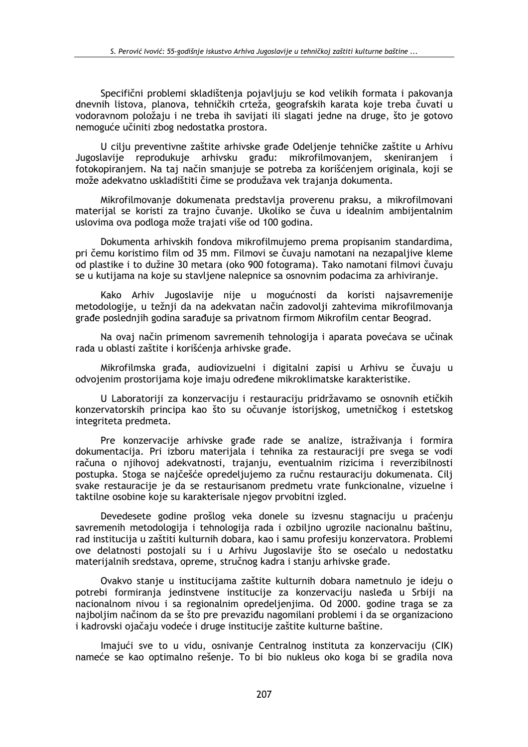Specifični problemi skladištenja pojavljuju se kod velikih formata i pakovanja dnevnih listova, planova, tehničkih crteža, geografskih karata koje treba čuvati u vodoravnom položaju i ne treba ih savijati ili slagati jedne na druge, što je gotovo nemoguće učiniti zbog nedostatka prostora.

U cilju preventivne zaštite arhivske građe Odeljenje tehničke zaštite u Arhivu Jugoslavije reprodukuje arhivsku građu: mikrofilmovanjem, skeniranjem i fotokopiranjem. Na taj način smanjuje se potreba za korišćenjem originala, koji se može adekvatno uskladištiti čime se produžava vek trajanja dokumenta.

Mikrofilmovanje dokumenata predstavlja proverenu praksu, a mikrofilmovani materijal se koristi za trajno čuvanje. Ukoliko se čuva u idealnim ambijentalnim uslovima ova podloga može trajati više od 100 godina.

Dokumenta arhivskih fondova mikrofilmujemo prema propisanim standardima, pri čemu koristimo film od 35 mm. Filmovi se čuvaju namotani na nezapaljive kleme od plastike i to dužine 30 metara (oko 900 fotograma). Tako namotani filmovi čuvaju se u kutijama na koje su stavljene nalepnice sa osnovnim podacima za arhiviranje.

Kako Arhiv Jugoslavije nije u mogućnosti da koristi najsavremenije metodologije, u težnji da na adekvatan način zadovolji zahtevima mikrofilmovanja građe poslednjih godina sarađuje sa privatnom firmom Mikrofilm centar Beograd.

Na ovaj način primenom savremenih tehnologija i aparata povećava se učinak rada u oblasti zaštite i korišćenja arhivske građe.

Mikrofilmska građa, audiovizuelni i digitalni zapisi u Arhivu se čuvaju u odvojenim prostorijama koje imaju određene mikroklimatske karakteristike.

U Laboratoriji za konzervaciju i restauraciju pridržavamo se osnovnih etičkih konzervatorskih principa kao što su očuvanje istorijskog, umetničkog i estetskog integriteta predmeta.

Pre konzervacije arhivske građe rade se analize, istraživanja i formira dokumentacija. Pri izboru materijala i tehnika za restauraciji pre svega se vodi računa o njihovoj adekvatnosti, trajanju, eventualnim rizicima i reverzibilnosti postupka. Stoga se najčešće opredeljujemo za ručnu restauraciju dokumenata. Cilj svake restauracije je da se restaurisanom predmetu vrate funkcionalne, vizuelne i taktilne osobine koje su karakterisale njegov prvobitni izgled.

Devedesete godine prošlog veka donele su izvesnu stagnaciju u praćenju savremenih metodologija i tehnologija rada i ozbiljno ugrozile nacionalnu baštinu, rad institucija u zaštiti kulturnih dobara, kao i samu profesiju konzervatora. Problemi ove delatnosti postojali su i u Arhivu Jugoslavije što se osećalo u nedostatku materijalnih sredstava, opreme, stručnog kadra i stanju arhivske građe.

Ovakvo stanje u institucijama zaštite kulturnih dobara nametnulo je ideju o potrebi formiranja jedinstvene institucije za konzervaciju nasleđa u Srbiji na nacionalnom nivou i sa regionalnim opredeljenjima. Od 2000. godine traga se za najboljim načinom da se što pre prevaziđu nagomilani problemi i da se organizaciono i kadrovski ojačaju vodeće i druge institucije zaštite kulturne baštine.

Imajući sve to u vidu, osnivanje Centralnog instituta za konzervaciju (CIK) nameće se kao optimalno rešenje. To bi bio nukleus oko koga bi se gradila nova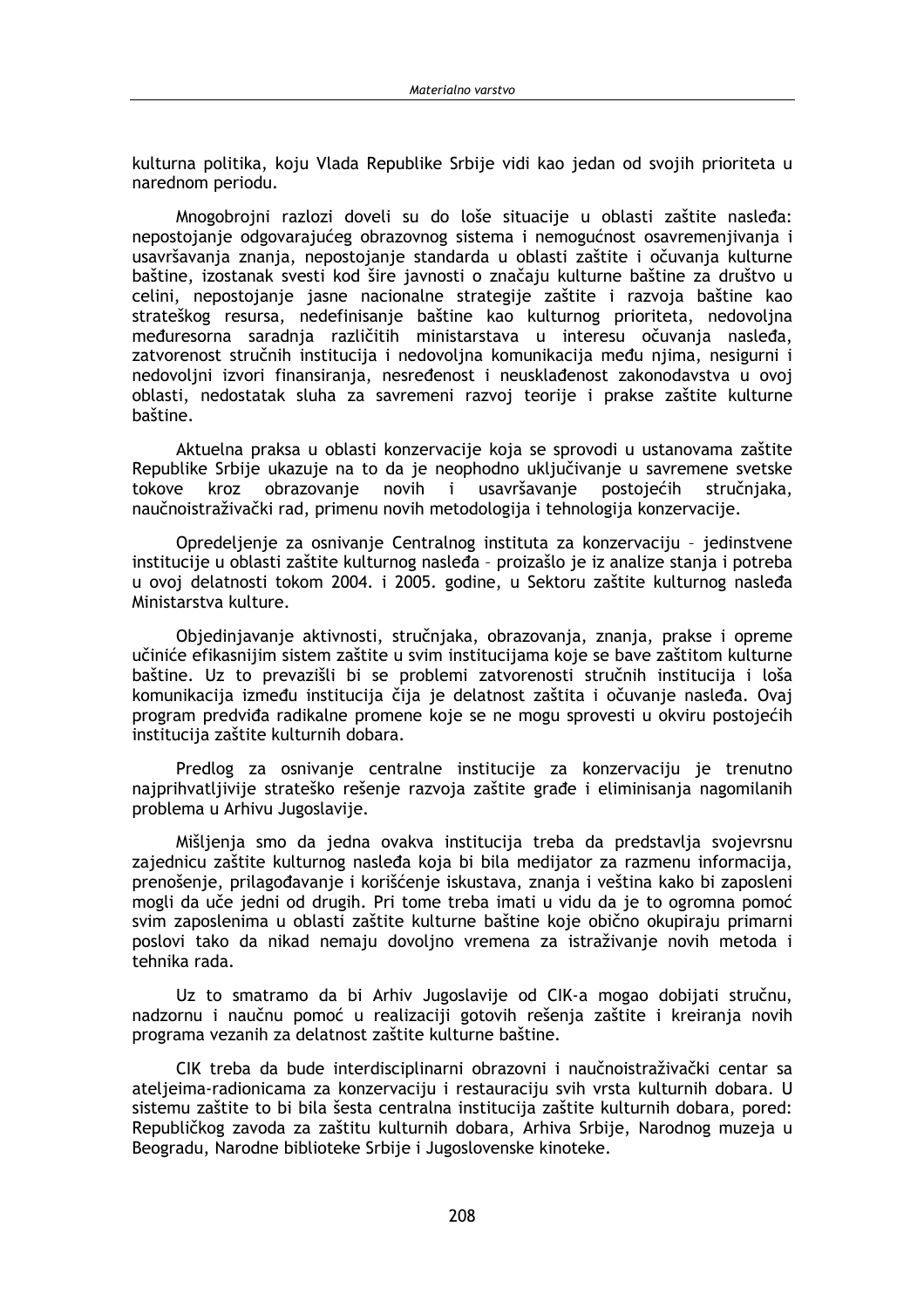kulturna politika, koju Vlada Republike Srbije vidi kao jedan od svojih prioriteta u narednom periodu.

Mnogobrojni razlozi doveli su do loše situacije u oblasti zaštite nasleđa: nepostojanje odgovarajućeg obrazovnog sistema i nemogućnost osavremenjivanja i usavršavanja znanja, nepostojanje standarda u oblasti zaštite i očuvanja kulturne baštine, izostanak svesti kod šire javnosti o značaju kulturne baštine za društvo u celini, nepostojanje jasne nacionalne strategije zaštite i razvoja baštine kao strateškog resursa, nedefinisanje baštine kao kulturnog prioriteta, nedovoljna međuresorna saradnja različitih ministarstava u interesu očuvanja nasleđa, zatvorenost stručnih institucija i nedovoljna komunikacija među njima, nesigurni i nedovoljni izvori finansiranja, nesređenost i neusklađenost zakonodavstva u ovoj oblasti, nedostatak sluha za savremeni razvoj teorije i prakse zaštite kulturne baštine.

Aktuelna praksa u oblasti konzervacije koja se sprovodi u ustanovama zaštite Republike Srbije ukazuje na to da je neophodno uključivanje u savremene svetske tokove kroz obrazovanje novih i usavršavanje postojećih stručnjaka, naučnoistraživački rad, primenu novih metodologija i tehnologija konzervacije.

Opredeljenje za osnivanje Centralnog instituta za konzervaciju – jedinstvene institucije u oblasti zaštite kulturnog nasleđa – proizašlo je iz analize stanja i potreba u ovoj delatnosti tokom 2004. i 2005. godine, u Sektoru zaštite kulturnog nasleđa Ministarstva kulture.

Objedinjavanje aktivnosti, stručnjaka, obrazovanja, znanja, prakse i opreme učiniće efikasnijim sistem zaštite u svim institucijama koje se bave zaštitom kulturne baštine. Uz to prevazišli bi se problemi zatvorenosti stručnih institucija i loša komunikacija između institucija čija je delatnost zaštita i očuvanje nasleđa. Ovaj program predviđa radikalne promene koje se ne mogu sprovesti u okviru postojećih institucija zaštite kulturnih dobara.

Predlog za osnivanje centralne institucije za konzervaciju je trenutno najprihvatljivije strateško rešenje razvoja zaštite građe i eliminisanja nagomilanih problema u Arhivu Jugoslavije.

Mišljenja smo da jedna ovakva institucija treba da predstavlja svojevrsnu zajednicu zaštite kulturnog nasleđa koja bi bila medijator za razmenu informacija, prenošenje, prilagođavanje i korišćenje iskustava, znanja i veština kako bi zaposleni mogli da uče jedni od drugih. Pri tome treba imati u vidu da je to ogromna pomoć svim zaposlenima u oblasti zaštite kulturne baštine koje obično okupiraju primarni poslovi tako da nikad nemaju dovoljno vremena za istraživanje novih metoda i tehnika rada.

Uz to smatramo da bi Arhiv Jugoslavije od CIK-a mogao dobijati stručnu, nadzornu i naučnu pomoć u realizaciji gotovih rešenja zaštite i kreiranja novih programa vezanih za delatnost zaštite kulturne baštine.

CIK treba da bude interdisciplinarni obrazovni i naučnoistraživački centar sa ateljeima-radionicama za konzervaciju i restauraciju svih vrsta kulturnih dobara. U sistemu zaštite to bi bila šesta centralna institucija zaštite kulturnih dobara, pored: Republičkog zavoda za zaštitu kulturnih dobara, Arhiva Srbije, Narodnog muzeja u Beogradu, Narodne biblioteke Srbije i Jugoslovenske kinoteke.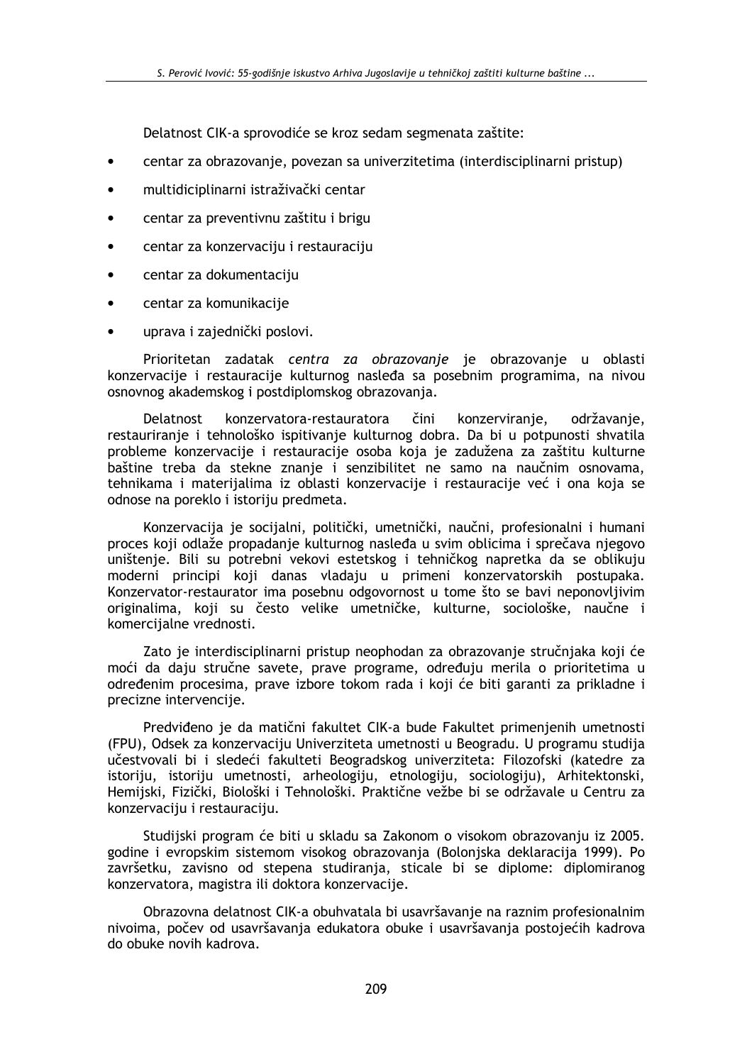Delatnost CIK-a sprovodiće se kroz sedam segmenata zaštite:

- centar za obrazovanje, povezan sa univerzitetima (interdisciplinarni pristup)
- multidiciplinarni istraživački centar
- centar za preventivnu zaštitu i brigu
- centar za konzervaciju i restauraciju
- centar za dokumentaciju
- centar za komunikacije
- uprava i zajednički poslovi.

Prioritetan zadatak *centra za obrazovanje* je obrazovanje u oblasti konzervacije i restauracije kulturnog nasleđa sa posebnim programima, na nivou osnovnog akademskog i postdiplomskog obrazovanja.

Delatnost konzervatora-restauratora čini konzerviranje, održavanje, restauriranje i tehnološko ispitivanje kulturnog dobra. Da bi u potpunosti shvatila probleme konzervacije i restauracije osoba koja je zadužena za zaštitu kulturne baštine treba da stekne znanje i senzibilitet ne samo na naučnim osnovama, tehnikama i materijalima iz oblasti konzervacije i restauracije već i ona koja se odnose na poreklo i istoriju predmeta.

Konzervacija je socijalni, politički, umetnički, naučni, profesionalni i humani proces koji odlaže propadanje kulturnog nasleđa u svim oblicima i sprečava njegovo uništenje. Bili su potrebni vekovi estetskog i tehničkog napretka da se oblikuju moderni principi koji danas vladaju u primeni konzervatorskih postupaka. Konzervator-restaurator ima posebnu odgovornost u tome što se bavi neponovljivim originalima, koji su često velike umetničke, kulturne, sociološke, naučne i komercijalne vrednosti.

Zato je interdisciplinarni pristup neophodan za obrazovanje stručnjaka koji će moći da daju stručne savete, prave programe, određuju merila o prioritetima u određenim procesima, prave izbore tokom rada i koji će biti garanti za prikladne i precizne intervencije.

Predviđeno je da matični fakultet CIK-a bude Fakultet primenjenih umetnosti (FPU), Odsek za konzervaciju Univerziteta umetnosti u Beogradu. U programu studija učestvovali bi i sledeći fakulteti Beogradskog univerziteta: Filozofski (katedre za istoriju, istoriju umetnosti, arheologiju, etnologiju, sociologiju), Arhitektonski, Hemijski, Fizički, Biološki i Tehnološki. Praktične vežbe bi se održavale u Centru za konzervaciju i restauraciju.

Studijski program će biti u skladu sa Zakonom o visokom obrazovanju iz 2005. godine i evropskim sistemom visokog obrazovanja (Bolonjska deklaracija 1999). Po završetku, zavisno od stepena studiranja, sticale bi se diplome: diplomiranog konzervatora, magistra ili doktora konzervacije.

Obrazovna delatnost CIK-a obuhvatala bi usavršavanje na raznim profesionalnim nivoima, počev od usavršavanja edukatora obuke i usavršavanja postojećih kadrova do obuke novih kadrova.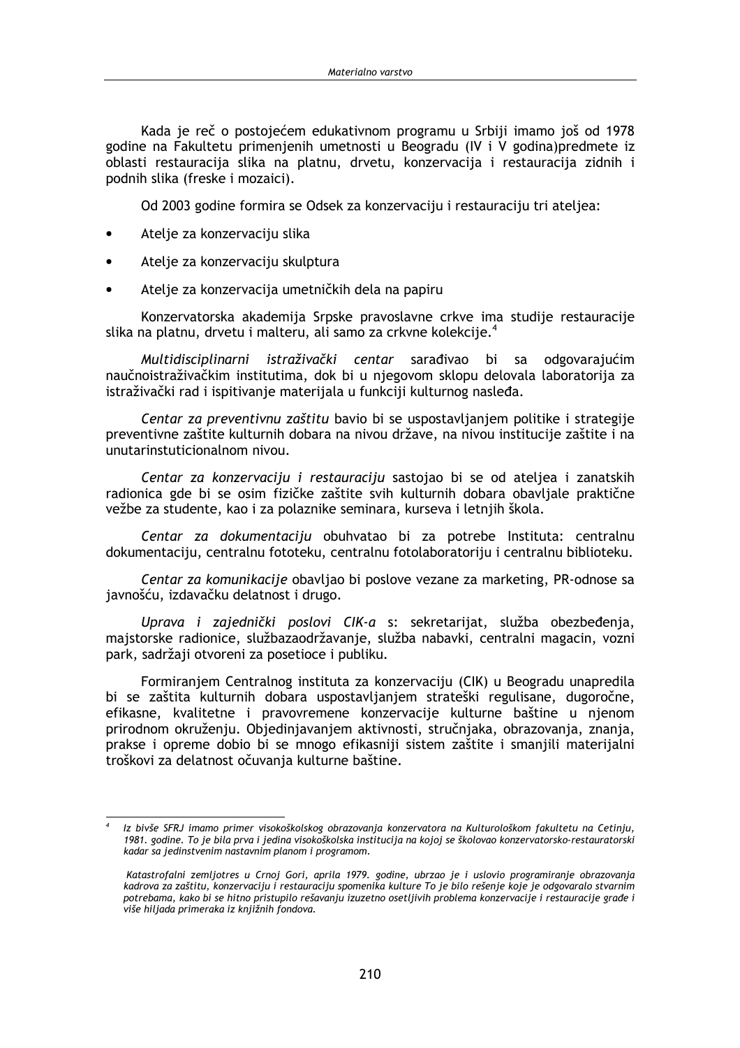Kada je reč o postojećem edukativnom programu u Srbiji imamo još od 1978 godine na Fakultetu primenjenih umetnosti u Beogradu (IV i V godina)predmete iz oblasti restauracija slika na platnu, drvetu, konzervacija i restauracija zidnih i podnih slika (freske i mozaici).

Od 2003 godine formira se Odsek za konzervaciju i restauraciju tri ateljea:

- Atelje za konzervaciju slika
- Atelje za konzervaciju skulptura
- Atelje za konzervacija umetničkih dela na papiru

Konzervatorska akademija Srpske pravoslavne crkve ima studije restauracije slika na platnu, drvetu i malteru, ali samo za crkvne kolekcije.[4]

*Multidisciplinarni istraživački centar* sarađivao bi sa odgovarajućim naučnoistraživačkim institutima, dok bi u njegovom sklopu delovala laboratorija za istraživački rad i ispitivanje materijala u funkciji kulturnog nasleđa.

*Centar za preventivnu zaštitu* bavio bi se uspostavljanjem politike i strategije preventivne zaštite kulturnih dobara na nivou države, na nivou institucije zaštite i na unutarinstutucionalnom nivou.

*Centar za konzervaciju i restauraciju* sastojao bi se od ateljea i zanatskih radionica gde bi se osim fizičke zaštite svih kulturnih dobara obavljale praktične vežbe za studente, kao i za polaznike seminara, kurseva i letnjih škola.

*Centar za dokumentaciju* obuhvatao bi za potrebe Instituta: centralnu dokumentaciju, centralnu fototeku, centralnu fotolaboratoriju i centralnu biblioteku.

*Centar za komunikacije* obavljao bi poslove vezane za marketing, PR-odnose sa javnošću, izdavačku delatnost i drugo.

*Uprava i zajednički poslovi CIK-a* s: sekretarijat, služba obezbeđenja, majstorske radionice, službazaodržavanje, služba nabavki, centralni magacin, vozni park, sadržaji otvoreni za posetioce i publiku.

Formiranjem Centralnog instituta za konzervaciju (CIK) u Beogradu unapredila bi se zaštita kulturnih dobara uspostavljanjem strateški regulisane, dugoročne, efikasne, kvalitetne i pravovremene konzervacije kulturne baštine u njenom prirodnom okruženju. Objedinjavanjem aktivnosti, stručnjaka, obrazovanja, znanja, prakse i opreme dobio bi se mnogo efikasniji sistem zaštite i smanjili materijalni troškovi za delatnost očuvanja kulturne baštine.

---

[4] *Iz bivše SFRJ imamo primer visokoškolskog obrazovanja konzervatora na Kulturološkom fakultetu na Cetinju, 1981. godine. To je bila prva i jedina visokoškolska institucija na kojoj se školovao konzervatorsko-restauratorski kadar sa jedinstvenim nastavnim planom i programom.*

*Katastrofalni zemljotres u Crnoj Gori, aprila 1979. godine, ubrzao je i uslovio programiranje obrazovanja kadrova za zaštitu, konzervaciju i restauraciju spomenika kulture To je bilo rešenje koje je odgovaralo stvarnim potrebama, kako bi se hitno pristupilo rešavanju izuzetno osetljivih problema konzervacije i restauracije građe i više hiljada primeraka iz knjižnih fondova.*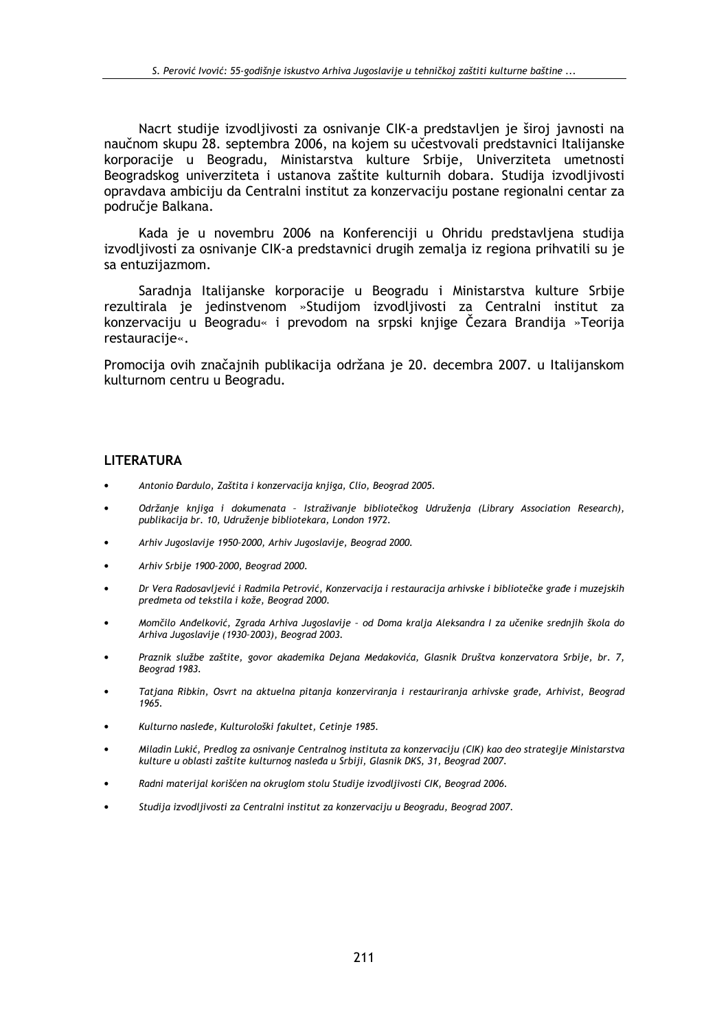Nacrt studije izvodljivosti za osnivanje CIK-a predstavljen je široj javnosti na naučnom skupu 28. septembra 2006, na kojem su učestvovali predstavnici Italijanske korporacije u Beogradu, Ministarstva kulture Srbije, Univerziteta umetnosti Beogradskog univerziteta i ustanova zaštite kulturnih dobara. Studija izvodljivosti opravdava ambiciju da Centralni institut za konzervaciju postane regionalni centar za područje Balkana.

Kada je u novembru 2006 na Konferenciji u Ohridu predstavljena studija izvodljivosti za osnivanje CIK-a predstavnici drugih zemalja iz regiona prihvatili su je sa entuzijazmom.

Saradnja Italijanske korporacije u Beogradu i Ministarstva kulture Srbije rezultirala je jedinstvenom »Studijom izvodljivosti za Centralni institut za konzervaciju u Beogradu« i prevodom na srpski knjige Čezara Brandija »Teorija restauracije«.

Promocija ovih značajnih publikacija održana je 20. decembra 2007. u Italijanskom kulturnom centru u Beogradu.

## LITERATURA

- *Antonio Đardulo, Zaštita i konzervacija knjiga, Clio, Beograd 2005.*
- *Održanje knjiga i dokumenata – Istraživanje bibliotečkog Udruženja (Library Association Research), publikacija br. 10, Udruženje bibliotekara, London 1972.*
- *Arhiv Jugoslavije 1950–2000, Arhiv Jugoslavije, Beograd 2000.*
- *Arhiv Srbije 1900–2000, Beograd 2000.*
- *Dr Vera Radosavljević i Radmila Petrović, Konzervacija i restauracija arhivske i bibliotečke građe i muzejskih predmeta od tekstila i kože, Beograd 2000.*
- *Momčilo Anđelković, Zgrada Arhiva Jugoslavije – od Doma kralja Aleksandra I za učenike srednjih škola do Arhiva Jugoslavije (1930–2003), Beograd 2003.*
- *Praznik službe zaštite, govor akademika Dejana Medakovića, Glasnik Društva konzervatora Srbije, br. 7, Beograd 1983.*
- *Tatjana Ribkin, Osvrt na aktuelna pitanja konzerviranja i restauriranja arhivske građe, Arhivist, Beograd 1965.*
- *Kulturno nasleđe, Kulturološki fakultet, Cetinje 1985.*
- *Miladin Lukić, Predlog za osnivanje Centralnog instituta za konzervaciju (CIK) kao deo strategije Ministarstva kulture u oblasti zaštite kulturnog nasleđa u Srbiji, Glasnik DKS, 31, Beograd 2007.*
- *Radni materijal korišćen na okruglom stolu Studije izvodljivosti CIK, Beograd 2006.*
- *Studija izvodljivosti za Centralni institut za konzervaciju u Beogradu, Beograd 2007.*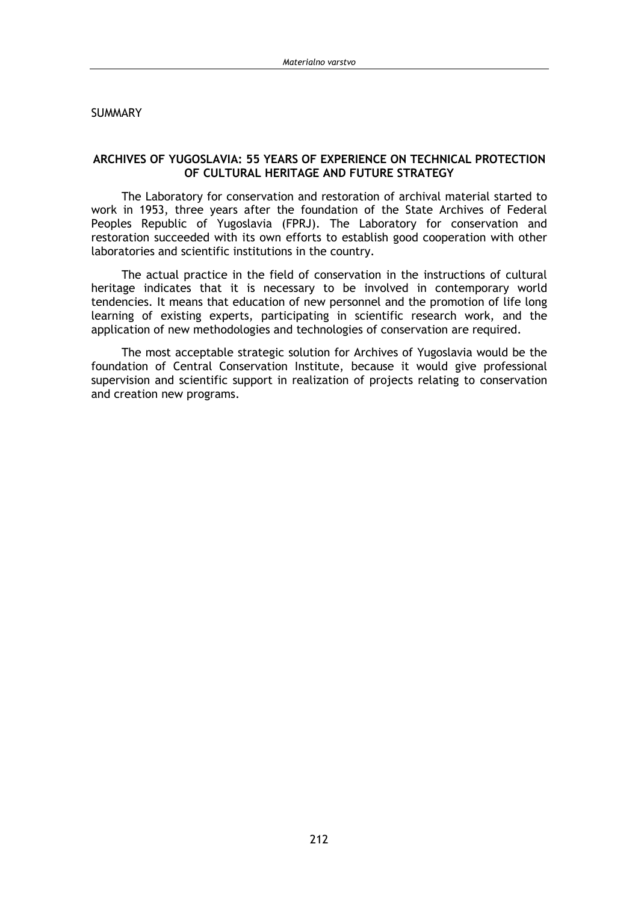SUMMARY

## ARCHIVES OF YUGOSLAVIA: 55 YEARS OF EXPERIENCE ON TECHNICAL PROTECTION OF CULTURAL HERITAGE AND FUTURE STRATEGY

The Laboratory for conservation and restoration of archival material started to work in 1953, three years after the foundation of the State Archives of Federal Peoples Republic of Yugoslavia (FPRJ). The Laboratory for conservation and restoration succeeded with its own efforts to establish good cooperation with other laboratories and scientific institutions in the country.

The actual practice in the field of conservation in the instructions of cultural heritage indicates that it is necessary to be involved in contemporary world tendencies. It means that education of new personnel and the promotion of life long learning of existing experts, participating in scientific research work, and the application of new methodologies and technologies of conservation are required.

The most acceptable strategic solution for Archives of Yugoslavia would be the foundation of Central Conservation Institute, because it would give professional supervision and scientific support in realization of projects relating to conservation and creation new programs.